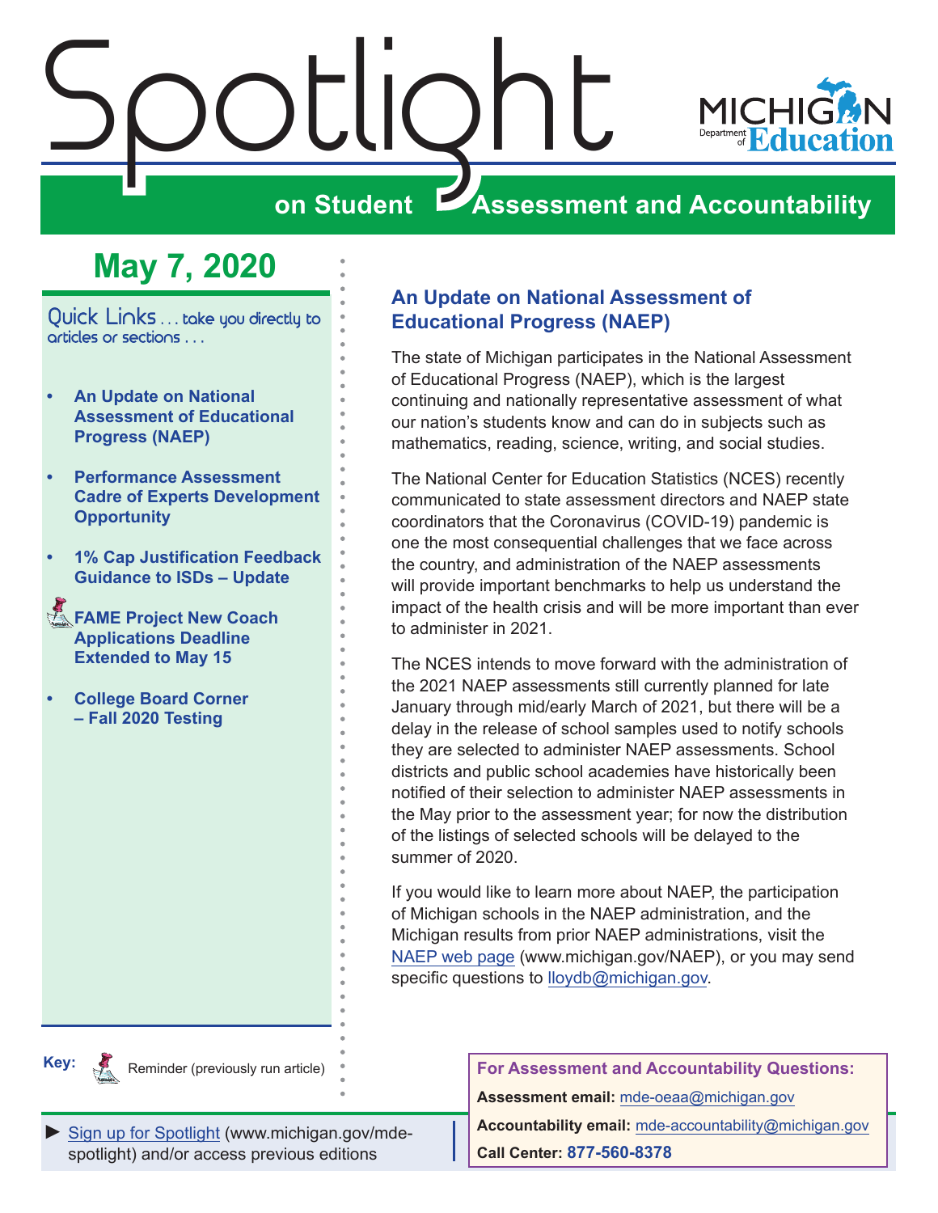# Spotlight on Student Assessment and Accountability

## May 7, 2020

Quick Links . . . take you directly to articles or sections . . .

- An Update on National Assessment of Educational Progress (NAEP)
- Performance Assessment Cadre of Experts Development Opportunity
- 1% Cap Justification Feedback Guidance to ISDs – Update
- FAME Project New Coach Applications Deadline Extended to May 15
- College Board Corner – Fall 2020 Testing

**Key:** Reminder (previously run article)

## An Update on National Assessment of Educational Progress (NAEP)

The state of Michigan participates in the National Assessment of Educational Progress (NAEP), which is the largest continuing and nationally representative assessment of what our nation's students know and can do in subjects such as mathematics, reading, science, writing, and social studies.

The National Center for Education Statistics (NCES) recently communicated to state assessment directors and NAEP state coordinators that the Coronavirus (COVID-19) pandemic is one the most consequential challenges that we face across the country, and administration of the NAEP assessments will provide important benchmarks to help us understand the impact of the health crisis and will be more important than ever to administer in 2021.

The NCES intends to move forward with the administration of the 2021 NAEP assessments still currently planned for late January through mid/early March of 2021, but there will be a delay in the release of school samples used to notify schools they are selected to administer NAEP assessments. School districts and public school academies have historically been notified of their selection to administer NAEP assessments in the May prior to the assessment year; for now the distribution of the listings of selected schools will be delayed to the summer of 2020.

If you would like to learn more about NAEP, the participation of Michigan schools in the NAEP administration, and the Michigan results from prior NAEP administrations, visit the NAEP web page (www.michigan.gov/NAEP), or you may send specific questions to lloydb@michigan.gov.

► Sign up for Spotlight (www.michigan.gov/mde-spotlight) and/or access previous editions

**For Assessment and Accountability Questions:**

**Assessment email:** mde-oeaa@michigan.gov

**Accountability email:** mde-accountability@michigan.gov

**Call Center:** **877-560-8378**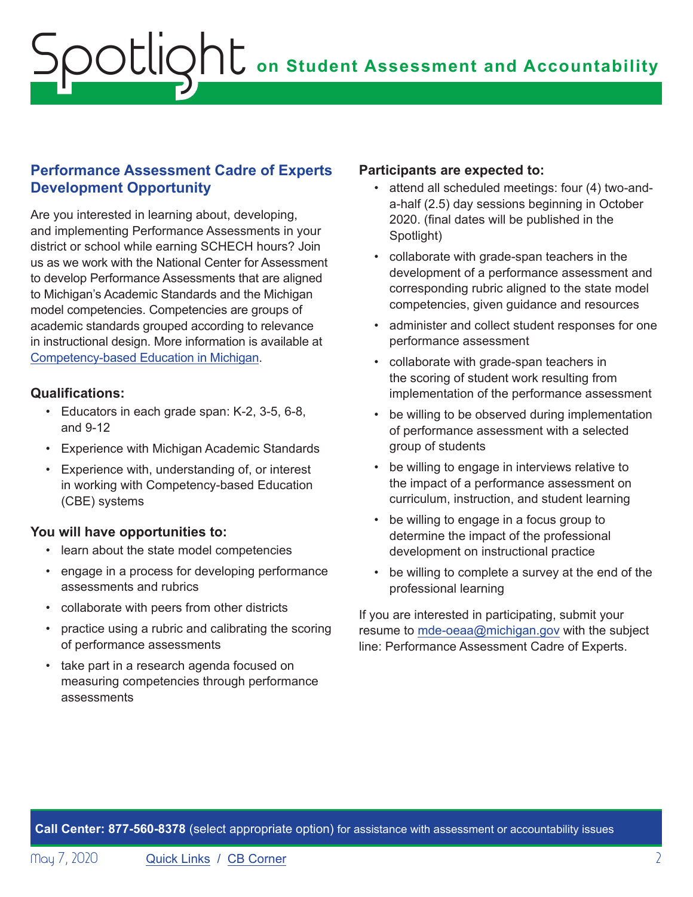## Performance Assessment Cadre of Experts Development Opportunity

Are you interested in learning about, developing, and implementing Performance Assessments in your district or school while earning SCHECH hours? Join us as we work with the National Center for Assessment to develop Performance Assessments that are aligned to Michigan's Academic Standards and the Michigan model competencies. Competencies are groups of academic standards grouped according to relevance in instructional design. More information is available at [Competency-based Education in Michigan](#).

**Qualifications:**

- Educators in each grade span: K-2, 3-5, 6-8, and 9-12
- Experience with Michigan Academic Standards
- Experience with, understanding of, or interest in working with Competency-based Education (CBE) systems

**You will have opportunities to:**

- learn about the state model competencies
- engage in a process for developing performance assessments and rubrics
- collaborate with peers from other districts
- practice using a rubric and calibrating the scoring of performance assessments
- take part in a research agenda focused on measuring competencies through performance assessments

**Participants are expected to:**

- attend all scheduled meetings: four (4) two-and-a-half (2.5) day sessions beginning in October 2020. (final dates will be published in the Spotlight)
- collaborate with grade-span teachers in the development of a performance assessment and corresponding rubric aligned to the state model competencies, given guidance and resources
- administer and collect student responses for one performance assessment
- collaborate with grade-span teachers in the scoring of student work resulting from implementation of the performance assessment
- be willing to be observed during implementation of performance assessment with a selected group of students
- be willing to engage in interviews relative to the impact of a performance assessment on curriculum, instruction, and student learning
- be willing to engage in a focus group to determine the impact of the professional development on instructional practice
- be willing to complete a survey at the end of the professional learning

If you are interested in participating, submit your resume to [mde-oeaa@michigan.gov](mailto:mde-oeaa@michigan.gov) with the subject line: Performance Assessment Cadre of Experts.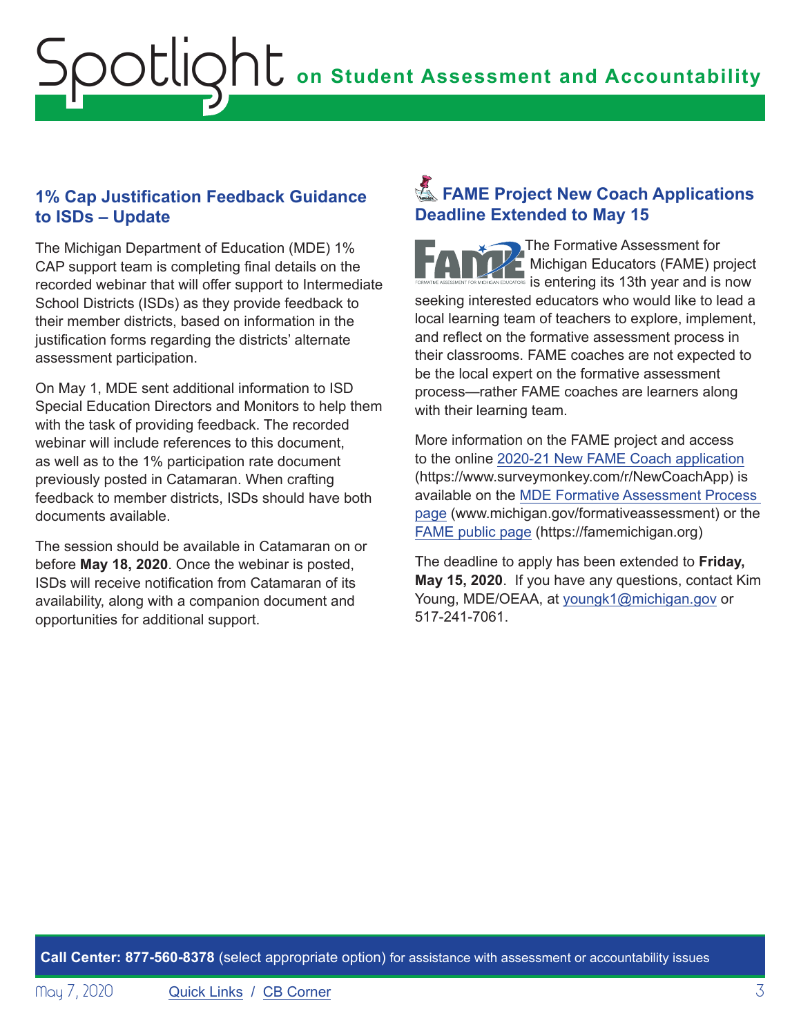## 1% Cap Justification Feedback Guidance to ISDs – Update

The Michigan Department of Education (MDE) 1% CAP support team is completing final details on the recorded webinar that will offer support to Intermediate School Districts (ISDs) as they provide feedback to their member districts, based on information in the justification forms regarding the districts' alternate assessment participation.

On May 1, MDE sent additional information to ISD Special Education Directors and Monitors to help them with the task of providing feedback. The recorded webinar will include references to this document, as well as to the 1% participation rate document previously posted in Catamaran. When crafting feedback to member districts, ISDs should have both documents available.

The session should be available in Catamaran on or before **May 18, 2020**. Once the webinar is posted, ISDs will receive notification from Catamaran of its availability, along with a companion document and opportunities for additional support.

## FAME Project New Coach Applications Deadline Extended to May 15

The Formative Assessment for Michigan Educators (FAME) project is entering its 13th year and is now seeking interested educators who would like to lead a local learning team of teachers to explore, implement, and reflect on the formative assessment process in their classrooms. FAME coaches are not expected to be the local expert on the formative assessment process—rather FAME coaches are learners along with their learning team.

More information on the FAME project and access to the online 2020-21 New FAME Coach application (https://www.surveymonkey.com/r/NewCoachApp) is available on the MDE Formative Assessment Process page (www.michigan.gov/formativeassessment) or the FAME public page (https://famemichigan.org)

The deadline to apply has been extended to **Friday, May 15, 2020**. If you have any questions, contact Kim Young, MDE/OEAA, at youngk1@michigan.gov or 517-241-7061.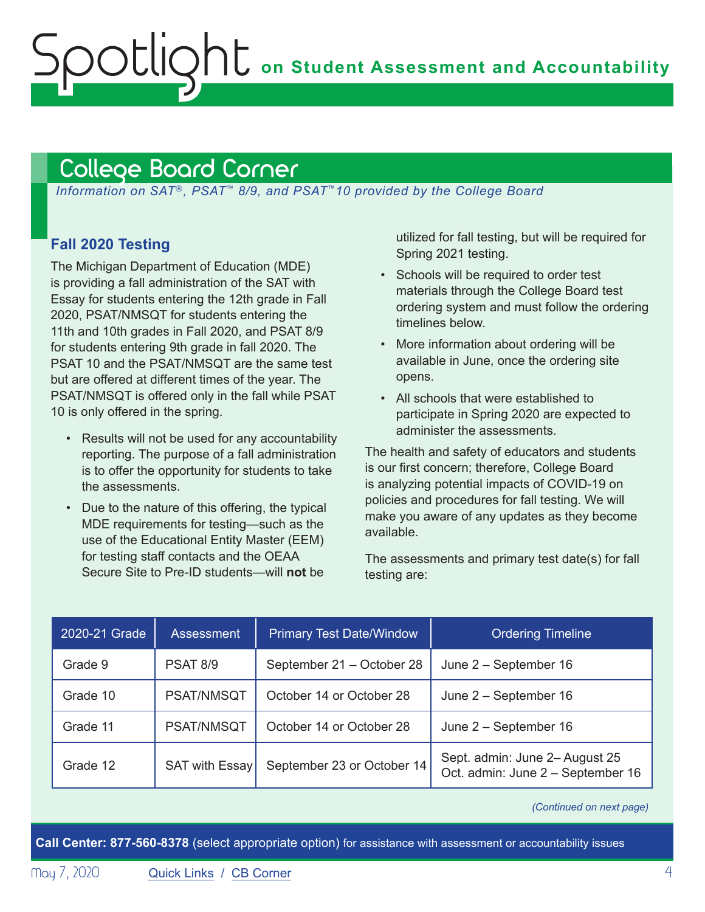## College Board Corner

*Information on SAT®, PSAT™ 8/9, and PSAT™10 provided by the College Board*

### Fall 2020 Testing

The Michigan Department of Education (MDE) is providing a fall administration of the SAT with Essay for students entering the 12th grade in Fall 2020, PSAT/NMSQT for students entering the 11th and 10th grades in Fall 2020, and PSAT 8/9 for students entering 9th grade in fall 2020. The PSAT 10 and the PSAT/NMSQT are the same test but are offered at different times of the year. The PSAT/NMSQT is offered only in the fall while PSAT 10 is only offered in the spring.

- Results will not be used for any accountability reporting. The purpose of a fall administration is to offer the opportunity for students to take the assessments.
- Due to the nature of this offering, the typical MDE requirements for testing—such as the use of the Educational Entity Master (EEM) for testing staff contacts and the OEAA Secure Site to Pre-ID students—will **not** be utilized for fall testing, but will be required for Spring 2021 testing.
- Schools will be required to order test materials through the College Board test ordering system and must follow the ordering timelines below.
- More information about ordering will be available in June, once the ordering site opens.
- All schools that were established to participate in Spring 2020 are expected to administer the assessments.

The health and safety of educators and students is our first concern; therefore, College Board is analyzing potential impacts of COVID-19 on policies and procedures for fall testing. We will make you aware of any updates as they become available.

The assessments and primary test date(s) for fall testing are:

| 2020-21 Grade | Assessment | Primary Test Date/Window | Ordering Timeline |
|---|---|---|---|
| Grade 9 | PSAT 8/9 | September 21 – October 28 | June 2 – September 16 |
| Grade 10 | PSAT/NMSQT | October 14 or October 28 | June 2 – September 16 |
| Grade 11 | PSAT/NMSQT | October 14 or October 28 | June 2 – September 16 |
| Grade 12 | SAT with Essay | September 23 or October 14 | Sept. admin: June 2– August 25<br>Oct. admin: June 2 – September 16 |

*(Continued on next page)*

**Call Center: 877-560-8378** (select appropriate option) for assistance with assessment or accountability issues

May 7, 2020 Quick Links / CB Corner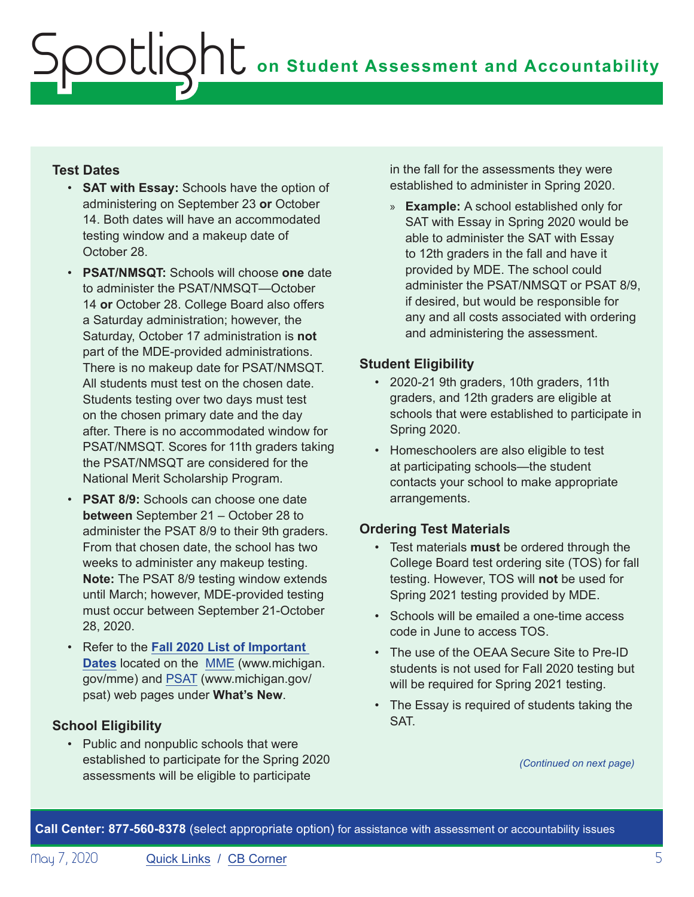### Test Dates

- **SAT with Essay:** Schools have the option of administering on September 23 **or** October 14. Both dates will have an accommodated testing window and a makeup date of October 28.
- **PSAT/NMSQT:** Schools will choose **one** date to administer the PSAT/NMSQT—October 14 **or** October 28. College Board also offers a Saturday administration; however, the Saturday, October 17 administration is **not** part of the MDE-provided administrations. There is no makeup date for PSAT/NMSQT. All students must test on the chosen date. Students testing over two days must test on the chosen primary date and the day after. There is no accommodated window for PSAT/NMSQT. Scores for 11th graders taking the PSAT/NMSQT are considered for the National Merit Scholarship Program.
- **PSAT 8/9:** Schools can choose one date **between** September 21 – October 28 to administer the PSAT 8/9 to their 9th graders. From that chosen date, the school has two weeks to administer any makeup testing. **Note:** The PSAT 8/9 testing window extends until March; however, MDE-provided testing must occur between September 21-October 28, 2020.
- Refer to the **Fall 2020 List of Important Dates** located on the MME (www.michigan.gov/mme) and PSAT (www.michigan.gov/psat) web pages under **What's New**.

### School Eligibility

- Public and nonpublic schools that were established to participate for the Spring 2020 assessments will be eligible to participate in the fall for the assessments they were established to administer in Spring 2020.
  - **Example:** A school established only for SAT with Essay in Spring 2020 would be able to administer the SAT with Essay to 12th graders in the fall and have it provided by MDE. The school could administer the PSAT/NMSQT or PSAT 8/9, if desired, but would be responsible for any and all costs associated with ordering and administering the assessment.

### Student Eligibility

- 2020-21 9th graders, 10th graders, 11th graders, and 12th graders are eligible at schools that were established to participate in Spring 2020.
- Homeschoolers are also eligible to test at participating schools—the student contacts your school to make appropriate arrangements.

### Ordering Test Materials

- Test materials **must** be ordered through the College Board test ordering site (TOS) for fall testing. However, TOS will **not** be used for Spring 2021 testing provided by MDE.
- Schools will be emailed a one-time access code in June to access TOS.
- The use of the OEAA Secure Site to Pre-ID students is not used for Fall 2020 testing but will be required for Spring 2021 testing.
- The Essay is required of students taking the SAT.

*(Continued on next page)*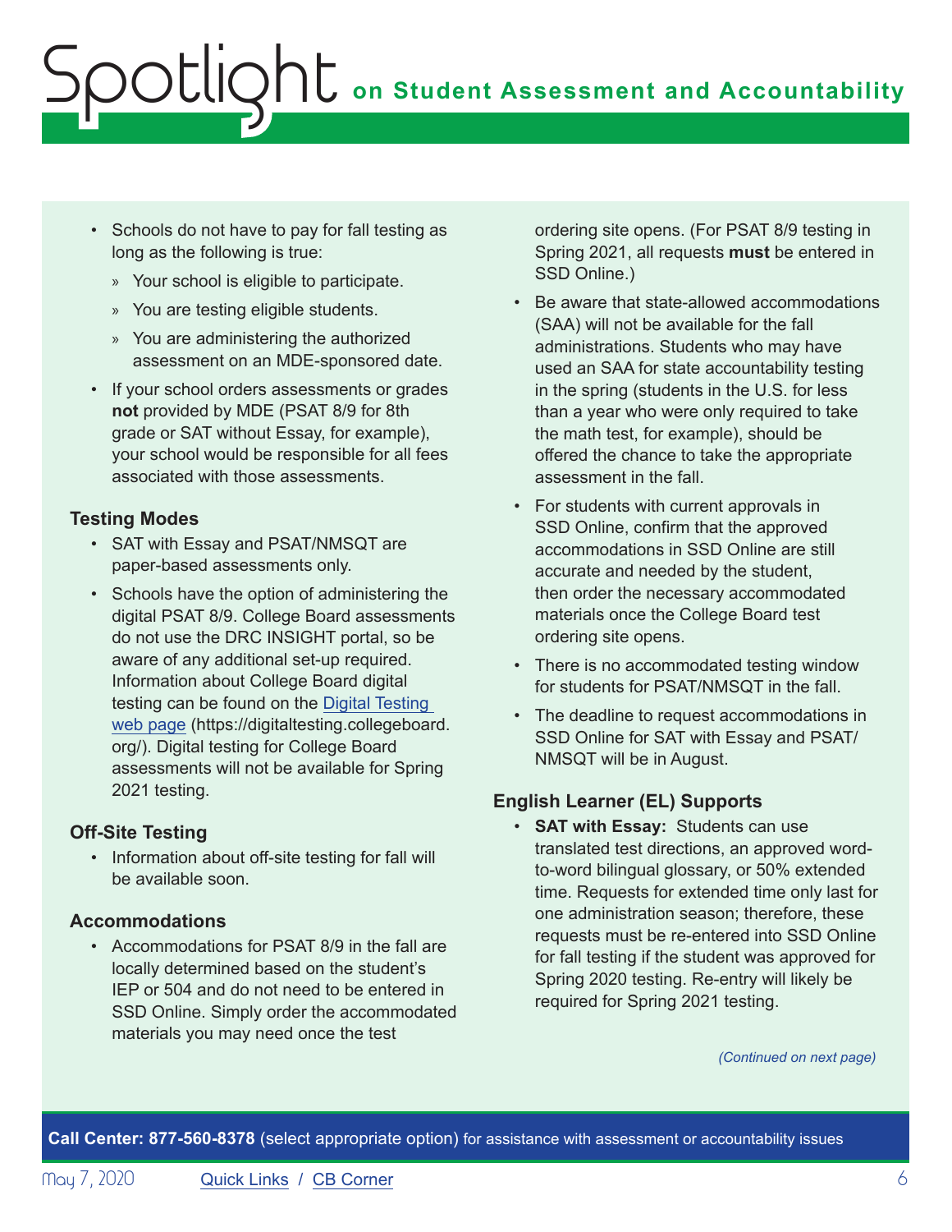- Schools do not have to pay for fall testing as long as the following is true:
  - Your school is eligible to participate.
  - You are testing eligible students.
  - You are administering the authorized assessment on an MDE-sponsored date.
- If your school orders assessments or grades **not** provided by MDE (PSAT 8/9 for 8th grade or SAT without Essay, for example), your school would be responsible for all fees associated with those assessments.

### Testing Modes

- SAT with Essay and PSAT/NMSQT are paper-based assessments only.
- Schools have the option of administering the digital PSAT 8/9. College Board assessments do not use the DRC INSIGHT portal, so be aware of any additional set-up required. Information about College Board digital testing can be found on the [Digital Testing web page](https://digitaltesting.collegeboard.org/) (https://digitaltesting.collegeboard.org/). Digital testing for College Board assessments will not be available for Spring 2021 testing.

### Off-Site Testing

- Information about off-site testing for fall will be available soon.

### Accommodations

- Accommodations for PSAT 8/9 in the fall are locally determined based on the student's IEP or 504 and do not need to be entered in SSD Online. Simply order the accommodated materials you may need once the test ordering site opens. (For PSAT 8/9 testing in Spring 2021, all requests **must** be entered in SSD Online.)
- Be aware that state-allowed accommodations (SAA) will not be available for the fall administrations. Students who may have used an SAA for state accountability testing in the spring (students in the U.S. for less than a year who were only required to take the math test, for example), should be offered the chance to take the appropriate assessment in the fall.
- For students with current approvals in SSD Online, confirm that the approved accommodations in SSD Online are still accurate and needed by the student, then order the necessary accommodated materials once the College Board test ordering site opens.
- There is no accommodated testing window for students for PSAT/NMSQT in the fall.
- The deadline to request accommodations in SSD Online for SAT with Essay and PSAT/NMSQT will be in August.

### English Learner (EL) Supports

- **SAT with Essay:** Students can use translated test directions, an approved word-to-word bilingual glossary, or 50% extended time. Requests for extended time only last for one administration season; therefore, these requests must be re-entered into SSD Online for fall testing if the student was approved for Spring 2020 testing. Re-entry will likely be required for Spring 2021 testing.

*(Continued on next page)*

**Call Center: 877-560-8378** (select appropriate option) for assistance with assessment or accountability issues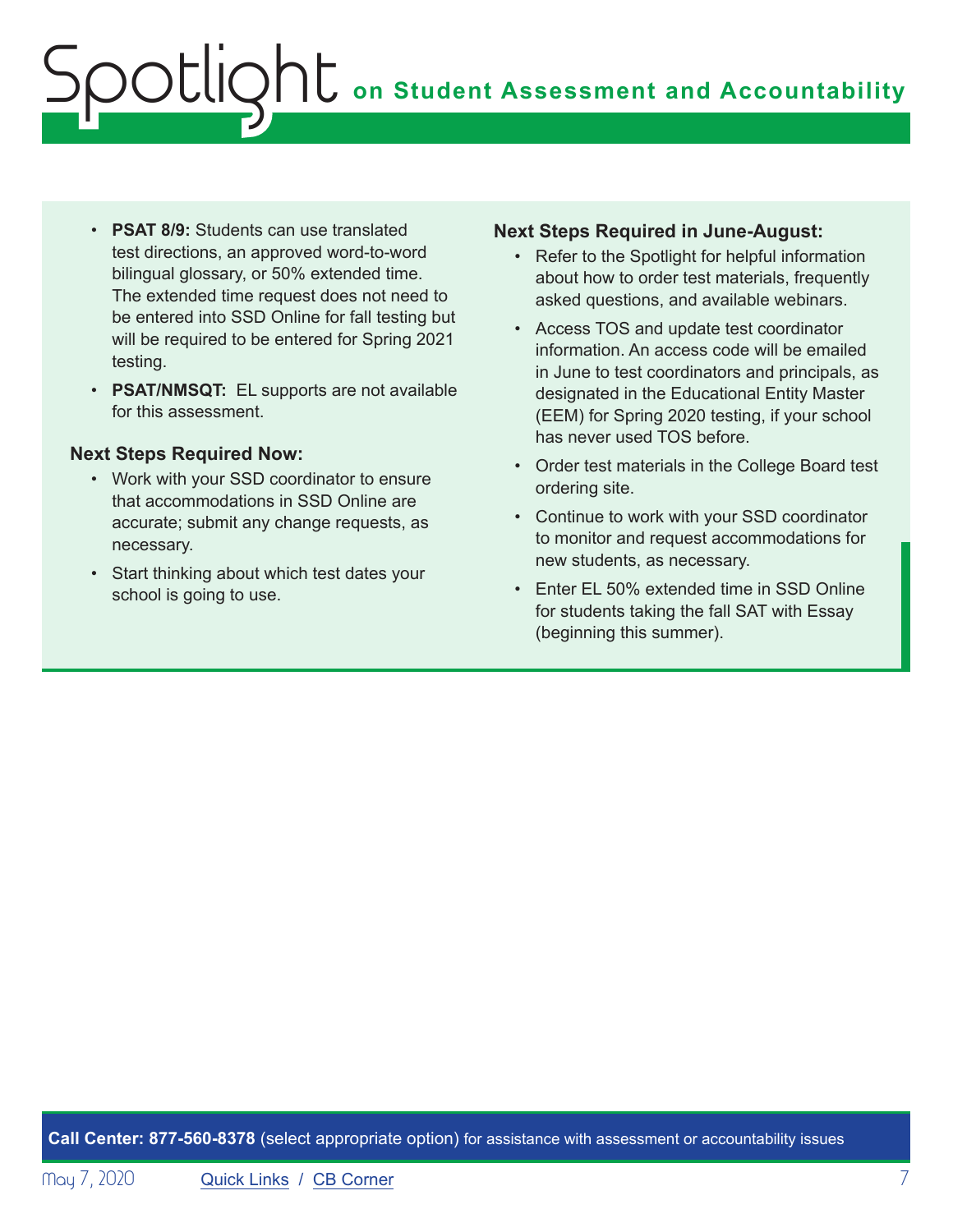- **PSAT 8/9:** Students can use translated test directions, an approved word-to-word bilingual glossary, or 50% extended time. The extended time request does not need to be entered into SSD Online for fall testing but will be required to be entered for Spring 2021 testing.
- **PSAT/NMSQT:** EL supports are not available for this assessment.

**Next Steps Required Now:**

- Work with your SSD coordinator to ensure that accommodations in SSD Online are accurate; submit any change requests, as necessary.
- Start thinking about which test dates your school is going to use.

**Next Steps Required in June-August:**

- Refer to the Spotlight for helpful information about how to order test materials, frequently asked questions, and available webinars.
- Access TOS and update test coordinator information. An access code will be emailed in June to test coordinators and principals, as designated in the Educational Entity Master (EEM) for Spring 2020 testing, if your school has never used TOS before.
- Order test materials in the College Board test ordering site.
- Continue to work with your SSD coordinator to monitor and request accommodations for new students, as necessary.
- Enter EL 50% extended time in SSD Online for students taking the fall SAT with Essay (beginning this summer).

**Call Center: 877-560-8378** (select appropriate option) for assistance with assessment or accountability issues